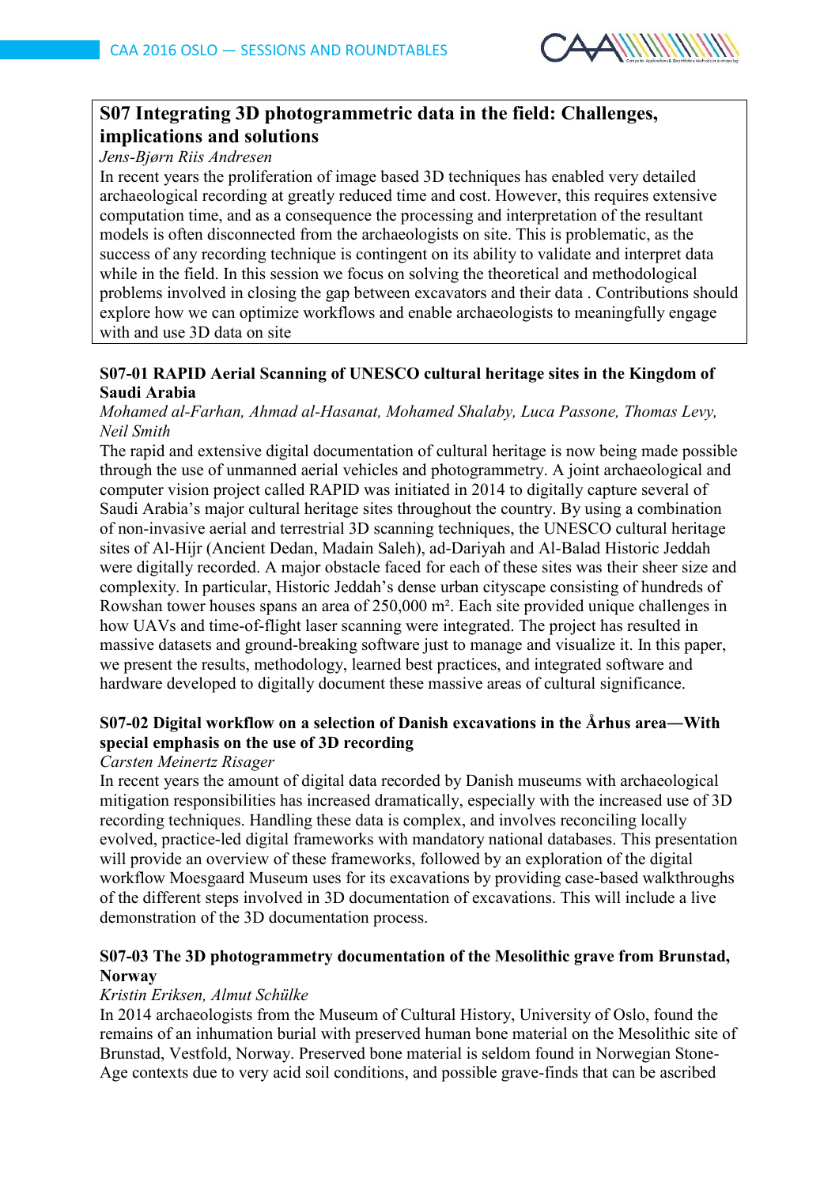## S07 Integrating 3D photogrammetric data in the field: Challenges, implications and solutions

*Jens-Bjørn Riis Andresen*

In recent years the proliferation of image based 3D techniques has enabled very detailed archaeological recording at greatly reduced time and cost. However, this requires extensive computation time, and as a consequence the processing and interpretation of the resultant models is often disconnected from the archaeologists on site. This is problematic, as the success of any recording technique is contingent on its ability to validate and interpret data while in the field. In this session we focus on solving the theoretical and methodological problems involved in closing the gap between excavators and their data . Contributions should explore how we can optimize workflows and enable archaeologists to meaningfully engage with and use 3D data on site

### S07-01 RAPID Aerial Scanning of UNESCO cultural heritage sites in the Kingdom of Saudi Arabia

*Mohamed al-Farhan, Ahmad al-Hasanat, Mohamed Shalaby, Luca Passone, Thomas Levy, Neil Smith*

The rapid and extensive digital documentation of cultural heritage is now being made possible through the use of unmanned aerial vehicles and photogrammetry. A joint archaeological and computer vision project called RAPID was initiated in 2014 to digitally capture several of Saudi Arabia's major cultural heritage sites throughout the country. By using a combination of non-invasive aerial and terrestrial 3D scanning techniques, the UNESCO cultural heritage sites of Al-Hijr (Ancient Dedan, Madain Saleh), ad-Dariyah and Al-Balad Historic Jeddah were digitally recorded. A major obstacle faced for each of these sites was their sheer size and complexity. In particular, Historic Jeddah's dense urban cityscape consisting of hundreds of Rowshan tower houses spans an area of 250,000 m². Each site provided unique challenges in how UAVs and time-of-flight laser scanning were integrated. The project has resulted in massive datasets and ground-breaking software just to manage and visualize it. In this paper, we present the results, methodology, learned best practices, and integrated software and hardware developed to digitally document these massive areas of cultural significance.

### S07-02 Digital workflow on a selection of Danish excavations in the Århus area—With special emphasis on the use of 3D recording

*Carsten Meinertz Risager*

In recent years the amount of digital data recorded by Danish museums with archaeological mitigation responsibilities has increased dramatically, especially with the increased use of 3D recording techniques. Handling these data is complex, and involves reconciling locally evolved, practice-led digital frameworks with mandatory national databases. This presentation will provide an overview of these frameworks, followed by an exploration of the digital workflow Moesgaard Museum uses for its excavations by providing case-based walkthroughs of the different steps involved in 3D documentation of excavations. This will include a live demonstration of the 3D documentation process.

### S07-03 The 3D photogrammetry documentation of the Mesolithic grave from Brunstad, Norway

*Kristin Eriksen, Almut Schülke*

In 2014 archaeologists from the Museum of Cultural History, University of Oslo, found the remains of an inhumation burial with preserved human bone material on the Mesolithic site of Brunstad, Vestfold, Norway. Preserved bone material is seldom found in Norwegian Stone-Age contexts due to very acid soil conditions, and possible grave-finds that can be ascribed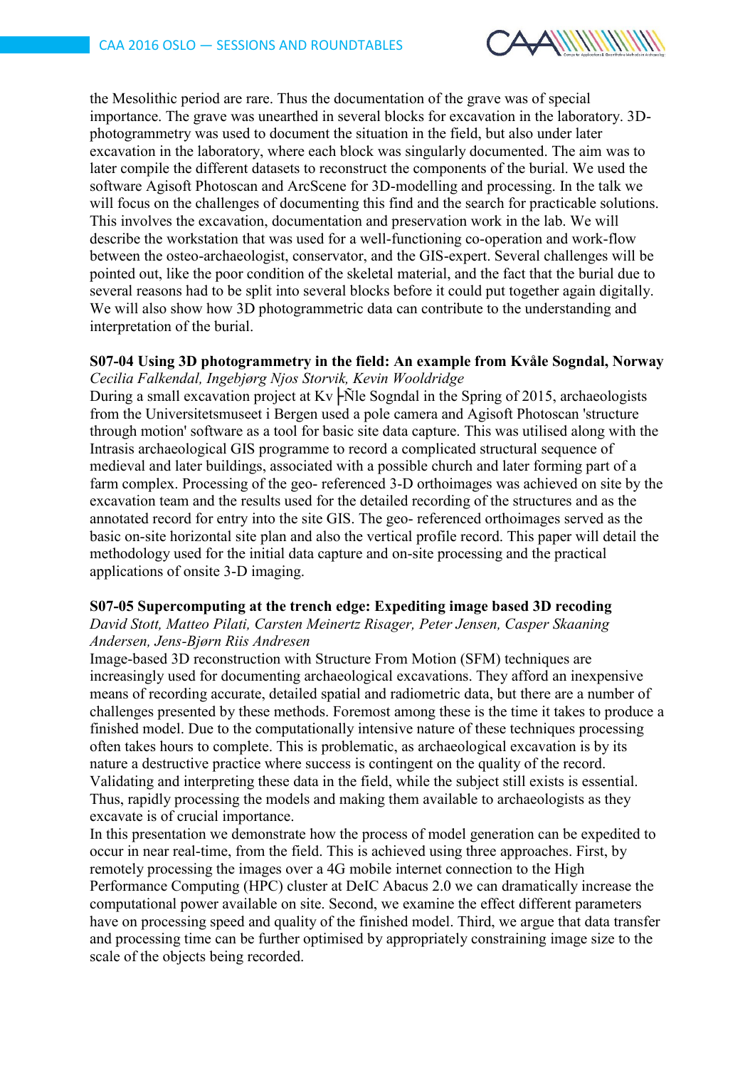the Mesolithic period are rare. Thus the documentation of the grave was of special importance. The grave was unearthed in several blocks for excavation in the laboratory. 3D-photogrammetry was used to document the situation in the field, but also under later excavation in the laboratory, where each block was singularly documented. The aim was to later compile the different datasets to reconstruct the components of the burial. We used the software Agisoft Photoscan and ArcScene for 3D-modelling and processing. In the talk we will focus on the challenges of documenting this find and the search for practicable solutions. This involves the excavation, documentation and preservation work in the lab. We will describe the workstation that was used for a well-functioning co-operation and work-flow between the osteo-archaeologist, conservator, and the GIS-expert. Several challenges will be pointed out, like the poor condition of the skeletal material, and the fact that the burial due to several reasons had to be split into several blocks before it could put together again digitally. We will also show how 3D photogrammetric data can contribute to the understanding and interpretation of the burial.

**S07-04 Using 3D photogrammetry in the field: An example from Kvåle Sogndal, Norway**

*Cecilia Falkendal, Ingebjørg Njos Storvik, Kevin Wooldridge*

During a small excavation project at Kv├Ñle Sogndal in the Spring of 2015, archaeologists from the Universitetsmuseet i Bergen used a pole camera and Agisoft Photoscan 'structure through motion' software as a tool for basic site data capture. This was utilised along with the Intrasis archaeological GIS programme to record a complicated structural sequence of medieval and later buildings, associated with a possible church and later forming part of a farm complex. Processing of the geo- referenced 3-D orthoimages was achieved on site by the excavation team and the results used for the detailed recording of the structures and as the annotated record for entry into the site GIS. The geo- referenced orthoimages served as the basic on-site horizontal site plan and also the vertical profile record. This paper will detail the methodology used for the initial data capture and on-site processing and the practical applications of onsite 3-D imaging.

**S07-05 Supercomputing at the trench edge: Expediting image based 3D recoding**

*David Stott, Matteo Pilati, Carsten Meinertz Risager, Peter Jensen, Casper Skaaning Andersen, Jens-Bjørn Riis Andresen*

Image-based 3D reconstruction with Structure From Motion (SFM) techniques are increasingly used for documenting archaeological excavations. They afford an inexpensive means of recording accurate, detailed spatial and radiometric data, but there are a number of challenges presented by these methods. Foremost among these is the time it takes to produce a finished model. Due to the computationally intensive nature of these techniques processing often takes hours to complete. This is problematic, as archaeological excavation is by its nature a destructive practice where success is contingent on the quality of the record. Validating and interpreting these data in the field, while the subject still exists is essential. Thus, rapidly processing the models and making them available to archaeologists as they excavate is of crucial importance.

In this presentation we demonstrate how the process of model generation can be expedited to occur in near real-time, from the field. This is achieved using three approaches. First, by remotely processing the images over a 4G mobile internet connection to the High Performance Computing (HPC) cluster at DeIC Abacus 2.0 we can dramatically increase the computational power available on site. Second, we examine the effect different parameters have on processing speed and quality of the finished model. Third, we argue that data transfer and processing time can be further optimised by appropriately constraining image size to the scale of the objects being recorded.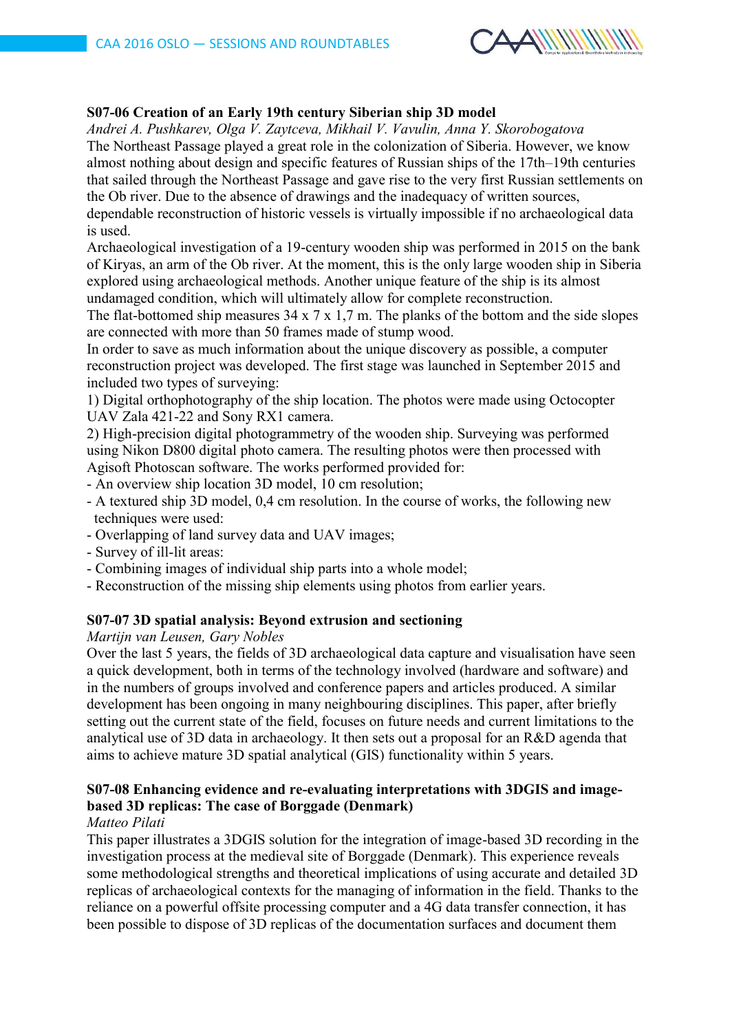### S07-06 Creation of an Early 19th century Siberian ship 3D model

*Andrei A. Pushkarev, Olga V. Zaytceva, Mikhail V. Vavulin, Anna Y. Skorobogatova*

The Northeast Passage played a great role in the colonization of Siberia. However, we know almost nothing about design and specific features of Russian ships of the 17th–19th centuries that sailed through the Northeast Passage and gave rise to the very first Russian settlements on the Ob river. Due to the absence of drawings and the inadequacy of written sources, dependable reconstruction of historic vessels is virtually impossible if no archaeological data is used.

Archaeological investigation of a 19-century wooden ship was performed in 2015 on the bank of Kiryas, an arm of the Ob river. At the moment, this is the only large wooden ship in Siberia explored using archaeological methods. Another unique feature of the ship is its almost undamaged condition, which will ultimately allow for complete reconstruction.

The flat-bottomed ship measures 34 x 7 x 1,7 m. The planks of the bottom and the side slopes are connected with more than 50 frames made of stump wood.

In order to save as much information about the unique discovery as possible, a computer reconstruction project was developed. The first stage was launched in September 2015 and included two types of surveying:

1) Digital orthophotography of the ship location. The photos were made using Octocopter UAV Zala 421-22 and Sony RX1 camera.

2) High-precision digital photogrammetry of the wooden ship. Surveying was performed using Nikon D800 digital photo camera. The resulting photos were then processed with Agisoft Photoscan software. The works performed provided for:

- An overview ship location 3D model, 10 cm resolution;
- A textured ship 3D model, 0,4 cm resolution. In the course of works, the following new techniques were used:
- Overlapping of land survey data and UAV images;
- Survey of ill-lit areas:
- Combining images of individual ship parts into a whole model;
- Reconstruction of the missing ship elements using photos from earlier years.

### S07-07 3D spatial analysis: Beyond extrusion and sectioning

*Martijn van Leusen, Gary Nobles*

Over the last 5 years, the fields of 3D archaeological data capture and visualisation have seen a quick development, both in terms of the technology involved (hardware and software) and in the numbers of groups involved and conference papers and articles produced. A similar development has been ongoing in many neighbouring disciplines. This paper, after briefly setting out the current state of the field, focuses on future needs and current limitations to the analytical use of 3D data in archaeology. It then sets out a proposal for an R&D agenda that aims to achieve mature 3D spatial analytical (GIS) functionality within 5 years.

### S07-08 Enhancing evidence and re-evaluating interpretations with 3DGIS and image-based 3D replicas: The case of Borggade (Denmark)

*Matteo Pilati*

This paper illustrates a 3DGIS solution for the integration of image-based 3D recording in the investigation process at the medieval site of Borggade (Denmark). This experience reveals some methodological strengths and theoretical implications of using accurate and detailed 3D replicas of archaeological contexts for the managing of information in the field. Thanks to the reliance on a powerful offsite processing computer and a 4G data transfer connection, it has been possible to dispose of 3D replicas of the documentation surfaces and document them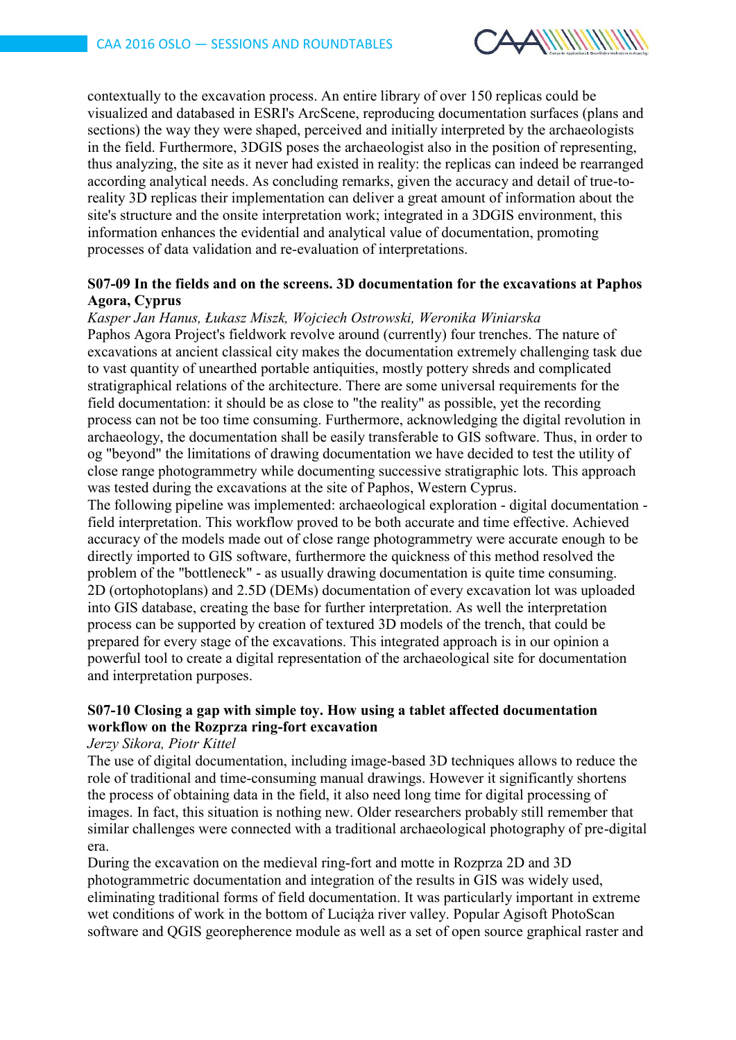contextually to the excavation process. An entire library of over 150 replicas could be visualized and databased in ESRI's ArcScene, reproducing documentation surfaces (plans and sections) the way they were shaped, perceived and initially interpreted by the archaeologists in the field. Furthermore, 3DGIS poses the archaeologist also in the position of representing, thus analyzing, the site as it never had existed in reality: the replicas can indeed be rearranged according analytical needs. As concluding remarks, given the accuracy and detail of true-to-reality 3D replicas their implementation can deliver a great amount of information about the site's structure and the onsite interpretation work; integrated in a 3DGIS environment, this information enhances the evidential and analytical value of documentation, promoting processes of data validation and re-evaluation of interpretations.

### S07-09 In the fields and on the screens. 3D documentation for the excavations at Paphos Agora, Cyprus

*Kasper Jan Hanus, Łukasz Miszk, Wojciech Ostrowski, Weronika Winiarska*

Paphos Agora Project's fieldwork revolve around (currently) four trenches. The nature of excavations at ancient classical city makes the documentation extremely challenging task due to vast quantity of unearthed portable antiquities, mostly pottery shreds and complicated stratigraphical relations of the architecture. There are some universal requirements for the field documentation: it should be as close to "the reality" as possible, yet the recording process can not be too time consuming. Furthermore, acknowledging the digital revolution in archaeology, the documentation shall be easily transferable to GIS software. Thus, in order to og "beyond" the limitations of drawing documentation we have decided to test the utility of close range photogrammetry while documenting successive stratigraphic lots. This approach was tested during the excavations at the site of Paphos, Western Cyprus.

The following pipeline was implemented: archaeological exploration - digital documentation - field interpretation. This workflow proved to be both accurate and time effective. Achieved accuracy of the models made out of close range photogrammetry were accurate enough to be directly imported to GIS software, furthermore the quickness of this method resolved the problem of the "bottleneck" - as usually drawing documentation is quite time consuming. 2D (ortophotoplans) and 2.5D (DEMs) documentation of every excavation lot was uploaded into GIS database, creating the base for further interpretation. As well the interpretation process can be supported by creation of textured 3D models of the trench, that could be prepared for every stage of the excavations. This integrated approach is in our opinion a powerful tool to create a digital representation of the archaeological site for documentation and interpretation purposes.

### S07-10 Closing a gap with simple toy. How using a tablet affected documentation workflow on the Rozprza ring-fort excavation

*Jerzy Sikora, Piotr Kittel*

The use of digital documentation, including image-based 3D techniques allows to reduce the role of traditional and time-consuming manual drawings. However it significantly shortens the process of obtaining data in the field, it also need long time for digital processing of images. In fact, this situation is nothing new. Older researchers probably still remember that similar challenges were connected with a traditional archaeological photography of pre-digital era.

During the excavation on the medieval ring-fort and motte in Rozprza 2D and 3D photogrammetric documentation and integration of the results in GIS was widely used, eliminating traditional forms of field documentation. It was particularly important in extreme wet conditions of work in the bottom of Luciąża river valley. Popular Agisoft PhotoScan software and QGIS georepherence module as well as a set of open source graphical raster and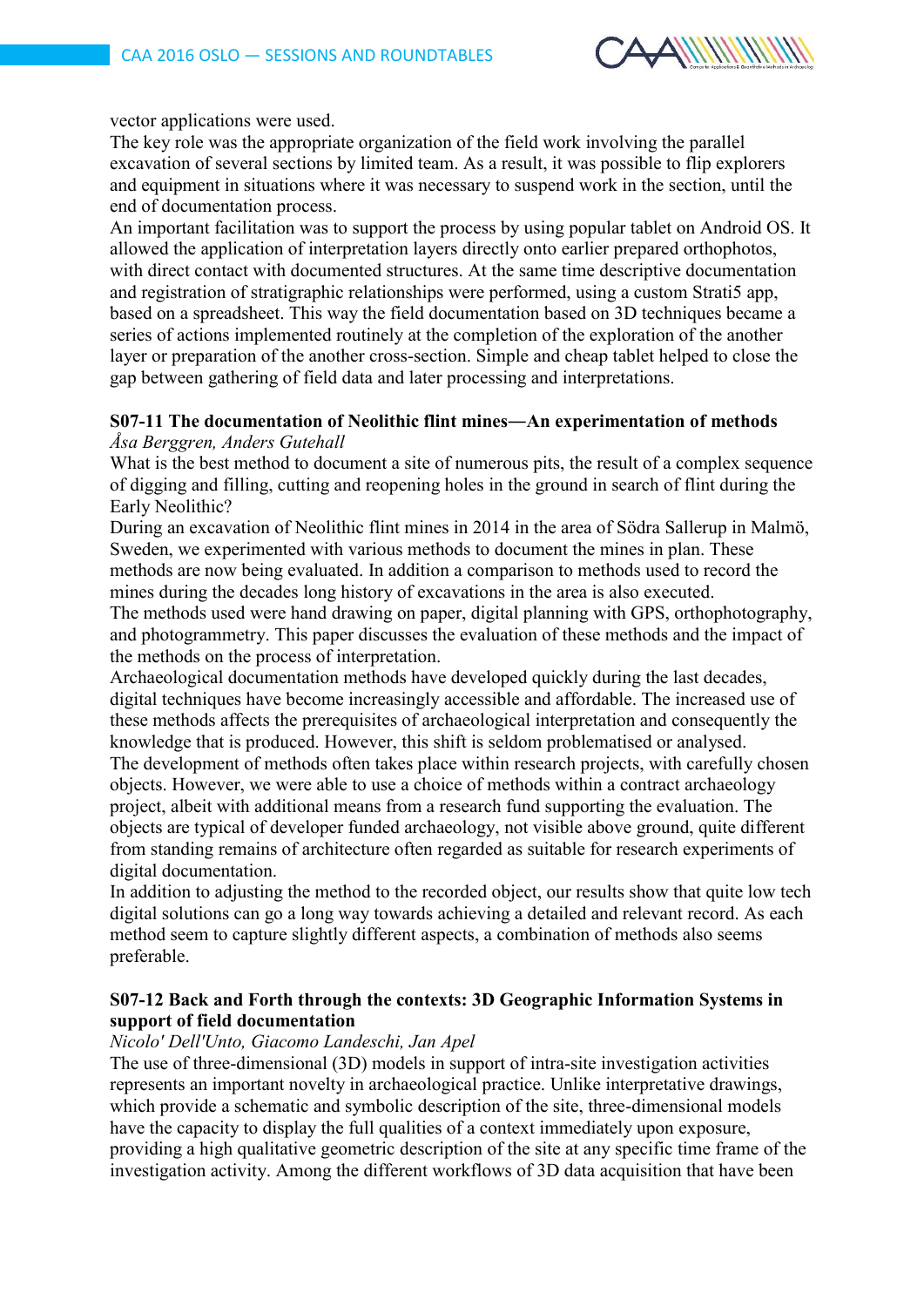vector applications were used.

The key role was the appropriate organization of the field work involving the parallel excavation of several sections by limited team. As a result, it was possible to flip explorers and equipment in situations where it was necessary to suspend work in the section, until the end of documentation process.

An important facilitation was to support the process by using popular tablet on Android OS. It allowed the application of interpretation layers directly onto earlier prepared orthophotos, with direct contact with documented structures. At the same time descriptive documentation and registration of stratigraphic relationships were performed, using a custom Strati5 app, based on a spreadsheet. This way the field documentation based on 3D techniques became a series of actions implemented routinely at the completion of the exploration of the another layer or preparation of the another cross-section. Simple and cheap tablet helped to close the gap between gathering of field data and later processing and interpretations.

### S07-11 The documentation of Neolithic flint mines—An experimentation of methods

*Åsa Berggren, Anders Gutehall*

What is the best method to document a site of numerous pits, the result of a complex sequence of digging and filling, cutting and reopening holes in the ground in search of flint during the Early Neolithic?

During an excavation of Neolithic flint mines in 2014 in the area of Södra Sallerup in Malmö, Sweden, we experimented with various methods to document the mines in plan. These methods are now being evaluated. In addition a comparison to methods used to record the mines during the decades long history of excavations in the area is also executed.

The methods used were hand drawing on paper, digital planning with GPS, orthophotography, and photogrammetry. This paper discusses the evaluation of these methods and the impact of the methods on the process of interpretation.

Archaeological documentation methods have developed quickly during the last decades, digital techniques have become increasingly accessible and affordable. The increased use of these methods affects the prerequisites of archaeological interpretation and consequently the knowledge that is produced. However, this shift is seldom problematised or analysed.

The development of methods often takes place within research projects, with carefully chosen objects. However, we were able to use a choice of methods within a contract archaeology project, albeit with additional means from a research fund supporting the evaluation. The objects are typical of developer funded archaeology, not visible above ground, quite different from standing remains of architecture often regarded as suitable for research experiments of digital documentation.

In addition to adjusting the method to the recorded object, our results show that quite low tech digital solutions can go a long way towards achieving a detailed and relevant record. As each method seem to capture slightly different aspects, a combination of methods also seems preferable.

### S07-12 Back and Forth through the contexts: 3D Geographic Information Systems in support of field documentation

*Nicolo' Dell'Unto, Giacomo Landeschi, Jan Apel*

The use of three-dimensional (3D) models in support of intra-site investigation activities represents an important novelty in archaeological practice. Unlike interpretative drawings, which provide a schematic and symbolic description of the site, three-dimensional models have the capacity to display the full qualities of a context immediately upon exposure, providing a high qualitative geometric description of the site at any specific time frame of the investigation activity. Among the different workflows of 3D data acquisition that have been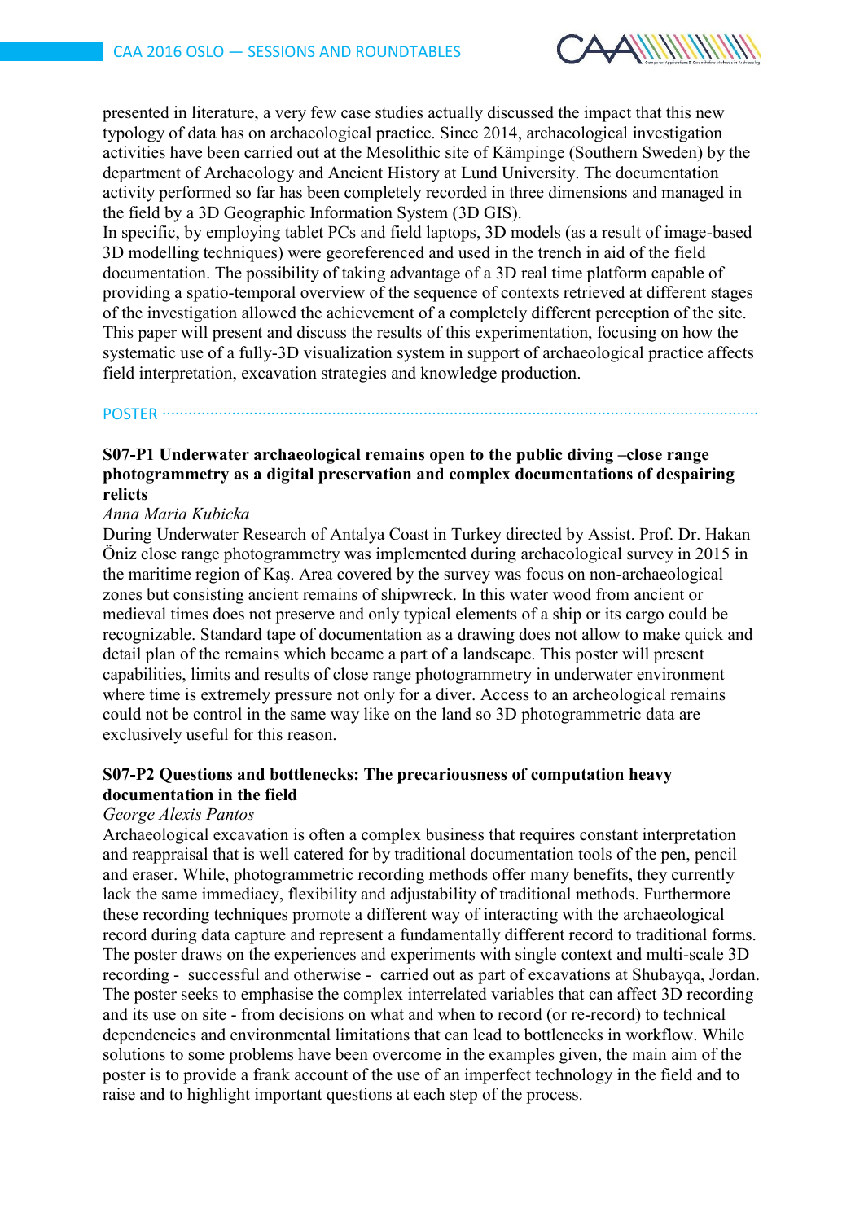presented in literature, a very few case studies actually discussed the impact that this new typology of data has on archaeological practice. Since 2014, archaeological investigation activities have been carried out at the Mesolithic site of Kämpinge (Southern Sweden) by the department of Archaeology and Ancient History at Lund University. The documentation activity performed so far has been completely recorded in three dimensions and managed in the field by a 3D Geographic Information System (3D GIS).
In specific, by employing tablet PCs and field laptops, 3D models (as a result of image-based 3D modelling techniques) were georeferenced and used in the trench in aid of the field documentation. The possibility of taking advantage of a 3D real time platform capable of providing a spatio-temporal overview of the sequence of contexts retrieved at different stages of the investigation allowed the achievement of a completely different perception of the site. This paper will present and discuss the results of this experimentation, focusing on how the systematic use of a fully-3D visualization system in support of archaeological practice affects field interpretation, excavation strategies and knowledge production.

## POSTER

### S07-P1 Underwater archaeological remains open to the public diving –close range photogrammetry as a digital preservation and complex documentations of despairing relicts

*Anna Maria Kubicka*

During Underwater Research of Antalya Coast in Turkey directed by Assist. Prof. Dr. Hakan Öniz close range photogrammetry was implemented during archaeological survey in 2015 in the maritime region of Kaş. Area covered by the survey was focus on non-archaeological zones but consisting ancient remains of shipwreck. In this water wood from ancient or medieval times does not preserve and only typical elements of a ship or its cargo could be recognizable. Standard tape of documentation as a drawing does not allow to make quick and detail plan of the remains which became a part of a landscape. This poster will present capabilities, limits and results of close range photogrammetry in underwater environment where time is extremely pressure not only for a diver. Access to an archeological remains could not be control in the same way like on the land so 3D photogrammetric data are exclusively useful for this reason.

### S07-P2 Questions and bottlenecks: The precariousness of computation heavy documentation in the field

*George Alexis Pantos*

Archaeological excavation is often a complex business that requires constant interpretation and reappraisal that is well catered for by traditional documentation tools of the pen, pencil and eraser. While, photogrammetric recording methods offer many benefits, they currently lack the same immediacy, flexibility and adjustability of traditional methods. Furthermore these recording techniques promote a different way of interacting with the archaeological record during data capture and represent a fundamentally different record to traditional forms. The poster draws on the experiences and experiments with single context and multi-scale 3D recording - successful and otherwise - carried out as part of excavations at Shubayqa, Jordan. The poster seeks to emphasise the complex interrelated variables that can affect 3D recording and its use on site - from decisions on what and when to record (or re-record) to technical dependencies and environmental limitations that can lead to bottlenecks in workflow. While solutions to some problems have been overcome in the examples given, the main aim of the poster is to provide a frank account of the use of an imperfect technology in the field and to raise and to highlight important questions at each step of the process.